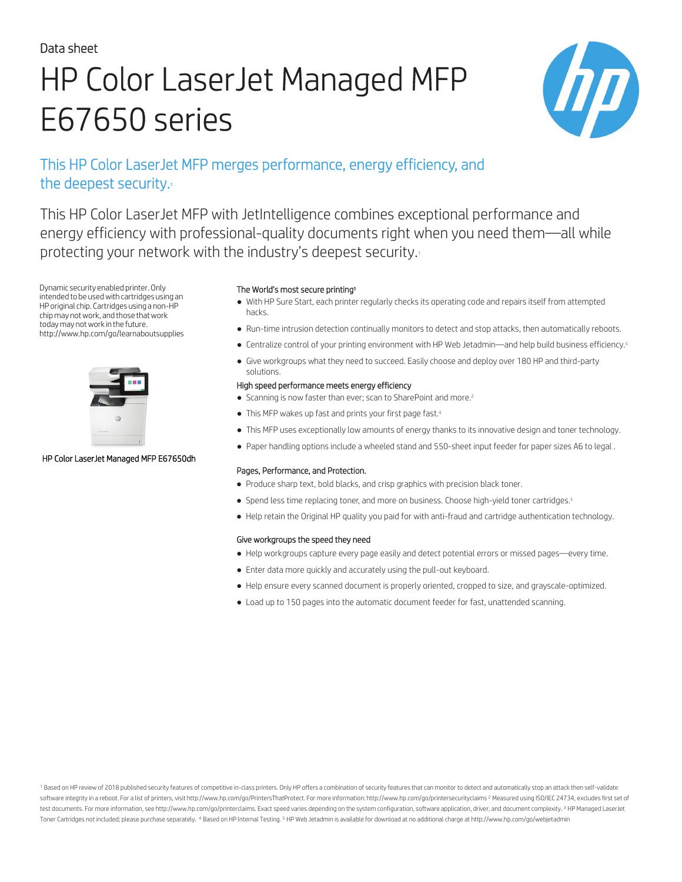Data sheet

# HP Color LaserJet Managed MFP E67650 series

## This HP Color LaserJet MFP merges performance, energy efficiency, and the deepest security.[1]

This HP Color LaserJet MFP with JetIntelligence combines exceptional performance and energy efficiency with professional-quality documents right when you need them—all while protecting your network with the industry's deepest security.[1]

Dynamic security enabled printer. Only intended to be used with cartridges using an HP original chip. Cartridges using a non-HP chip may not work, and those that work today may not work in the future. http://www.hp.com/go/learnaboutsupplies

HP Color LaserJet Managed MFP E67650dh

### The World's most secure printing[1]

- With HP Sure Start, each printer regularly checks its operating code and repairs itself from attempted hacks.
- Run-time intrusion detection continually monitors to detect and stop attacks, then automatically reboots.
- Centralize control of your printing environment with HP Web Jetadmin—and help build business efficiency.[5]
- Give workgroups what they need to succeed. Easily choose and deploy over 180 HP and third-party solutions.

### High speed performance meets energy efficiency

- Scanning is now faster than ever; scan to SharePoint and more.[2]
- This MFP wakes up fast and prints your first page fast.[4]
- This MFP uses exceptionally low amounts of energy thanks to its innovative design and toner technology.
- Paper handling options include a wheeled stand and 550-sheet input feeder for paper sizes A6 to legal .

### Pages, Performance, and Protection.

- Produce sharp text, bold blacks, and crisp graphics with precision black toner.
- Spend less time replacing toner, and more on business. Choose high-yield toner cartridges.[3]
- Help retain the Original HP quality you paid for with anti-fraud and cartridge authentication technology.

### Give workgroups the speed they need

- Help workgroups capture every page easily and detect potential errors or missed pages—every time.
- Enter data more quickly and accurately using the pull-out keyboard.
- Help ensure every scanned document is properly oriented, cropped to size, and grayscale-optimized.
- Load up to 150 pages into the automatic document feeder for fast, unattended scanning.

[1] Based on HP review of 2018 published security features of competitive in-class printers. Only HP offers a combination of security features that can monitor to detect and automatically stop an attack then self-validate software integrity in a reboot. For a list of printers, visit http://www.hp.com/go/PrintersThatProtect. For more information: http://www.hp.com/go/printersecurityclaims [2] Measured using ISO/IEC 24734, excludes first set of test documents. For more information, see http://www.hp.com/go/printerclaims. Exact speed varies depending on the system configuration, software application, driver, and document complexity. [3] HP Managed LaserJet Toner Cartridges not included; please purchase separately. [4] Based on HP Internal Testing. [5] HP Web Jetadmin is available for download at no additional charge at http://www.hp.com/go/webjetadmin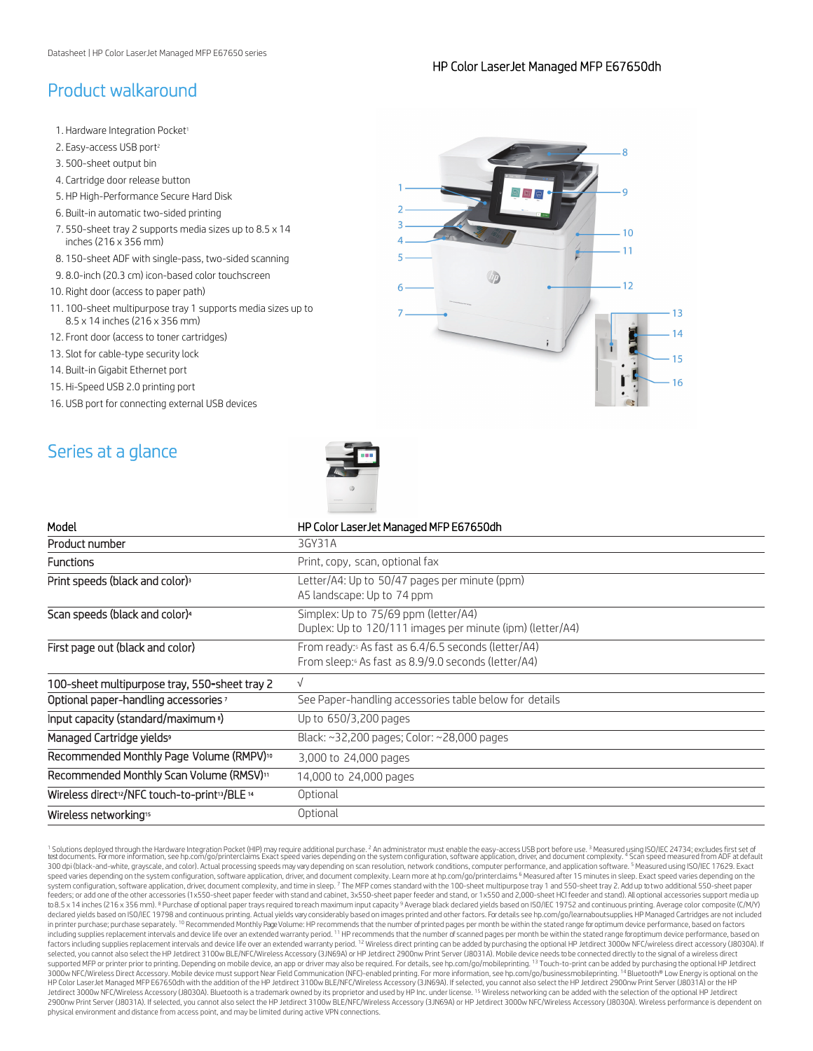## Product walkaround

HP Color LaserJet Managed MFP E67650dh

1. Hardware Integration Pocket[1]
2. Easy-access USB port[2]
3. 500-sheet output bin
4. Cartridge door release button
5. HP High-Performance Secure Hard Disk
6. Built-in automatic two-sided printing
7. 550-sheet tray 2 supports media sizes up to 8.5 x 14 inches (216 x 356 mm)
8. 150-sheet ADF with single-pass, two-sided scanning
9. 8.0-inch (20.3 cm) icon-based color touchscreen
10. Right door (access to paper path)
11. 100-sheet multipurpose tray 1 supports media sizes up to 8.5 x 14 inches (216 x 356 mm)
12. Front door (access to toner cartridges)
13. Slot for cable-type security lock
14. Built-in Gigabit Ethernet port
15. Hi-Speed USB 2.0 printing port
16. USB port for connecting external USB devices

## Series at a glance

| Model | HP Color LaserJet Managed MFP E67650dh |
| --- | --- |
| Product number | 3GY31A |
| Functions | Print, copy, scan, optional fax |
| Print speeds (black and color)[3] | Letter/A4: Up to 50/47 pages per minute (ppm)<br>A5 landscape: Up to 74 ppm |
| Scan speeds (black and color)[4] | Simplex: Up to 75/69 ppm (letter/A4)<br>Duplex: Up to 120/111 images per minute (ipm) (letter/A4) |
| First page out (black and color) | From ready:[5] As fast as 6.4/6.5 seconds (letter/A4)<br>From sleep:[6] As fast as 8.9/9.0 seconds (letter/A4) |
| 100-sheet multipurpose tray, 550-sheet tray 2 | √ |
| Optional paper-handling accessories[7] | See Paper-handling accessories table below for details |
| Input capacity (standard/maximum[8]) | Up to 650/3,200 pages |
| Managed Cartridge yields[9] | Black: ~32,200 pages; Color: ~28,000 pages |
| Recommended Monthly Page Volume (RMPV)[10] | 3,000 to 24,000 pages |
| Recommended Monthly Scan Volume (RMSV)[11] | 14,000 to 24,000 pages |
| Wireless direct[12]/NFC touch-to-print[13]/BLE[14] | Optional |
| Wireless networking[15] | Optional |

[1] Solutions deployed through the Hardware Integration Pocket (HIP) may require additional purchase. [2] An administrator must enable the easy-access USB port before use. [3] Measured using ISO/IEC 24734; excludes first set of test documents. For more information, see hp.com/go/printerclaims. Exact speed varies depending on the system configuration, software application, driver, and document complexity. [4] Scan speed measured from ADF at default 300 dpi (black-and-white, grayscale, and color). Actual processing speeds may vary depending on scan resolution, network conditions, computer performance, and application software. [5] Measured using ISO/IEC 17629. Exact speed varies depending on the system configuration, software application, driver, and document complexity. Learn more at hp.com/go/printerclaims. [6] Measured after 15 minutes in sleep. Exact speed varies depending on the system configuration, software application, driver, document complexity, and time in sleep. [7] The MFP comes standard with the 100-sheet multipurpose tray 1 and 550-sheet tray 2. Add up to two additional 550-sheet paper feeders; or add one of the other accessories (1x550-sheet paper feeder with stand and cabinet, 3x550-sheet paper feeder and stand, or 1x550 and 2,000-sheet HCI feeder and stand). All optional accessories support media up to 8.5 x 14 inches (216 x 356 mm). [8] Purchase of optional paper trays required to reach maximum input capacity. [9] Average black declared yields based on ISO/IEC 19752 and continuous printing. Average color composite (C/M/Y) declared yields based on ISO/IEC 19798 and continuous printing. Actual yields vary considerably based on images printed and other factors. For details see hp.com/go/learnaboutsupplies. HP Managed Cartridges are not included in printer purchase; purchase separately. [10] Recommended Monthly Page Volume: HP recommends that the number of printed pages per month be within the stated range for optimum device performance, based on factors including supplies replacement intervals and device life over an extended warranty period. [11] HP recommends that the number of scanned pages per month be within the stated range for optimum device performance, based on factors including supplies replacement intervals and device life over an extended warranty period. [12] Wireless direct printing can be added by purchasing the optional HP Jetdirect 3000w NFC/wireless direct accessory (J8030A). If selected, you cannot also select the HP Jetdirect 3100w BLE/NFC/Wireless Accessory (3JN69A) or HP Jetdirect 2900nw Print Server (J8031A). Mobile device needs to be connected directly to the signal of a wireless direct supported MFP or printer prior to printing. Depending on mobile device, an app or driver may also be required. For details, see hp.com/go/mobileprinting. [13] Touch-to-print can be added by purchasing the optional HP Jetdirect 3000w NFC/Wireless Direct Accessory. Mobile device must support Near Field Communication (NFC)-enabled printing. For more information, see hp.com/go/businessmobileprinting. [14] Bluetooth® Low Energy is optional on the HP Color LaserJet Managed MFP E67650dh with the addition of the HP Jetdirect 3100w BLE/NFC/Wireless Accessory (3JN69A). If selected, you cannot also select the HP Jetdirect 2900nw Print Server (J8031A) or the HP Jetdirect 3000w NFC/Wireless Accessory (J8030A). Bluetooth is a trademark owned by its proprietor and used by HP Inc. under license. [15] Wireless networking can be added with the selection of the optional HP Jetdirect 2900nw Print Server (J8031A). If selected, you cannot also select the HP Jetdirect 3100w BLE/NFC/Wireless Accessory (3JN69A) or HP Jetdirect 3000w NFC/Wireless Accessory (J8030A). Wireless performance is dependent on physical environment and distance from access point, and may be limited during active VPN connections.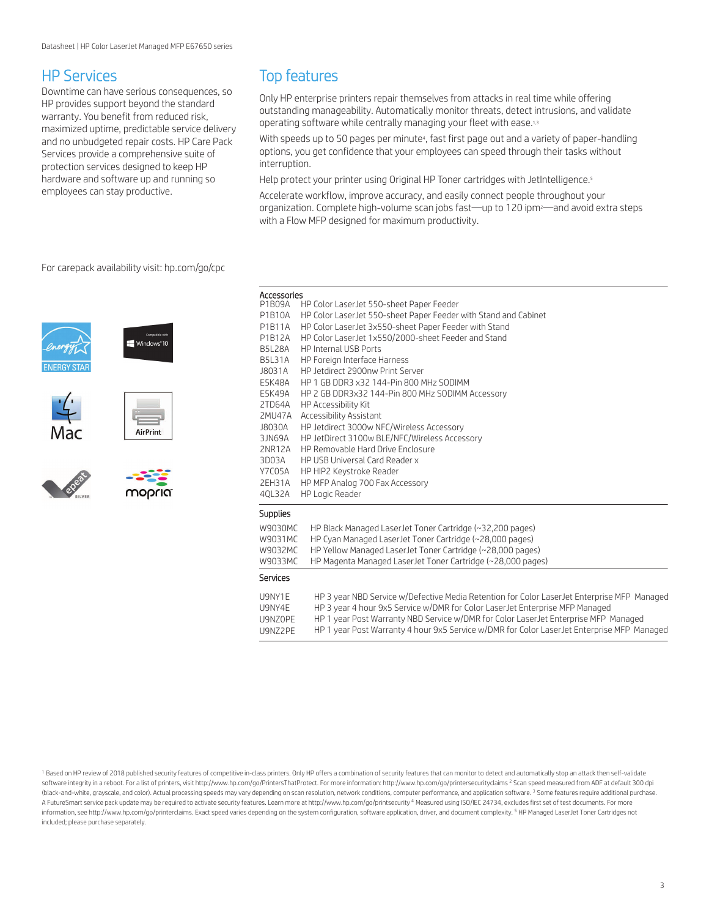## HP Services

Downtime can have serious consequences, so HP provides support beyond the standard warranty. You benefit from reduced risk, maximized uptime, predictable service delivery and no unbudgeted repair costs. HP Care Pack Services provide a comprehensive suite of protection services designed to keep HP hardware and software up and running so employees can stay productive.

For carepack availability visit: hp.com/go/cpc

## Top features

Only HP enterprise printers repair themselves from attacks in real time while offering outstanding manageability. Automatically monitor threats, detect intrusions, and validate operating software while centrally managing your fleet with ease.[1,3]

With speeds up to 50 pages per minute[4], fast first page out and a variety of paper-handling options, you get confidence that your employees can speed through their tasks without interruption.

Help protect your printer using Original HP Toner cartridges with JetIntelligence.[5]

Accelerate workflow, improve accuracy, and easily connect people throughout your organization. Complete high-volume scan jobs fast—up to 120 ipm[2]—and avoid extra steps with a Flow MFP designed for maximum productivity.

### Accessories

| | |
|---|---|
| P1B09A | HP Color LaserJet 550-sheet Paper Feeder |
| P1B10A | HP Color LaserJet 550-sheet Paper Feeder with Stand and Cabinet |
| P1B11A | HP Color LaserJet 3x550-sheet Paper Feeder with Stand |
| P1B12A | HP Color LaserJet 1x550/2000-sheet Feeder and Stand |
| B5L28A | HP Internal USB Ports |
| B5L31A | HP Foreign Interface Harness |
| J8031A | HP Jetdirect 2900nw Print Server |
| E5K48A | HP 1 GB DDR3 x32 144-Pin 800 MHz SODIMM |
| E5K49A | HP 2 GB DDR3x32 144-Pin 800 MHz SODIMM Accessory |
| 2TD64A | HP Accessibility Kit |
| 2MU47A | Accessibility Assistant |
| J8030A | HP Jetdirect 3000w NFC/Wireless Accessory |
| 3JN69A | HP JetDirect 3100w BLE/NFC/Wireless Accessory |
| 2NR12A | HP Removable Hard Drive Enclosure |
| 3D03A | HP USB Universal Card Reader x |
| Y7C05A | HP HIP2 Keystroke Reader |
| 2EH31A | HP MFP Analog 700 Fax Accessory |
| 4QL32A | HP Logic Reader |

### Supplies

| | |
|---|---|
| W9030MC | HP Black Managed LaserJet Toner Cartridge (~32,200 pages) |
| W9031MC | HP Cyan Managed LaserJet Toner Cartridge (~28,000 pages) |
| W9032MC | HP Yellow Managed LaserJet Toner Cartridge (~28,000 pages) |
| W9033MC | HP Magenta Managed LaserJet Toner Cartridge (~28,000 pages) |

### Services

| | |
|---|---|
| U9NY1E | HP 3 year NBD Service w/Defective Media Retention for Color LaserJet Enterprise MFP Managed |
| U9NY4E | HP 3 year 4 hour 9x5 Service w/DMR for Color LaserJet Enterprise MFP Managed |
| U9NZ0PE | HP 1 year Post Warranty NBD Service w/DMR for Color LaserJet Enterprise MFP Managed |
| U9NZ2PE | HP 1 year Post Warranty 4 hour 9x5 Service w/DMR for Color LaserJet Enterprise MFP Managed |

[1] Based on HP review of 2018 published security features of competitive in-class printers. Only HP offers a combination of security features that can monitor to detect and automatically stop an attack then self-validate software integrity in a reboot. For a list of printers, visit http://www.hp.com/go/PrintersThatProtect. For more information: http://www.hp.com/go/printersecurityclaims [2] Scan speed measured from ADF at default 300 dpi (black-and-white, grayscale, and color). Actual processing speeds may vary depending on scan resolution, network conditions, computer performance, and application software. [3] Some features require additional purchase. A FutureSmart service pack update may be required to activate security features. Learn more at http://www.hp.com/go/printsecurity [4] Measured using ISO/IEC 24734, excludes first set of test documents. For more information, see http://www.hp.com/go/printerclaims. Exact speed varies depending on the system configuration, software application, driver, and document complexity. [5] HP Managed LaserJet Toner Cartridges not included; please purchase separately.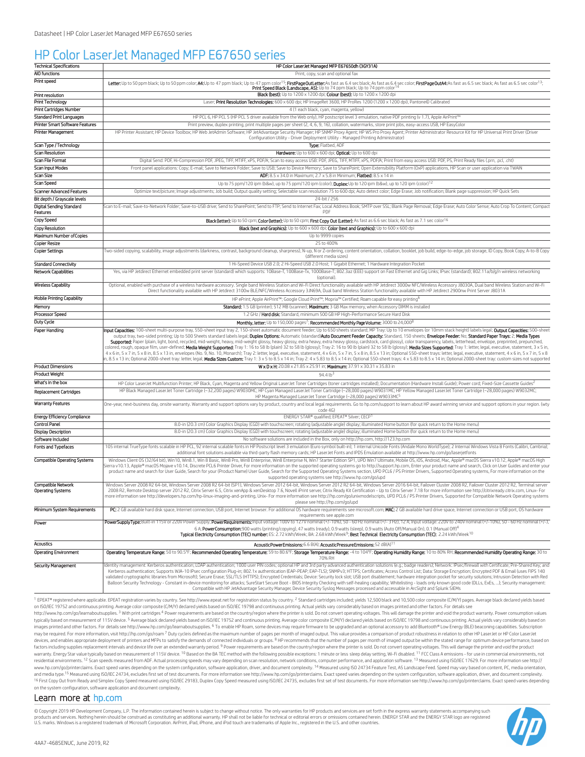# HP Color LaserJet Managed MFP E67650 series

| Technical Specifications | HP Color LaserJet Managed MFP E67650dh (3GY31A) |
|---|---|
| AIO functions | Print, copy, scan and optional fax |
| Print speed | **Letter:** Up to 50 ppm black; Up to 50 ppm color; **A4:** Up to 47 ppm black; Up to 47 ppm color[15]; **FirstPageOutLetter:** As fast as 6.4 sec black; As fast as 6.4 sec color; **FirstPageOutA4:** As fast as 6.5 sec black; As fast as 6.5 sec color[13]; **Print Speed Black (Landscape, A5):** Up to 74 ppm black; Up to 74 ppm color[14] |
| Print resolution | **Black (best):** Up to 1200 x 1200 dpi; **Colour (best):** Up to 1200 x 1200 dpi |
| Print Technology | Laser; **Print Resolution Technologies:** 600 x 600 dpi; HP ImageRet 3600, HP ProRes 1200 (1200 x 1200 dpi), Pantone© Calibrated |
| Print Cartridges Number | 4 (1 each black, cyan, magenta, yellow) |
| Standard Print Languages | HP PCL 6, HP PCL 5 (HP PCL 5 driver available from the Web only), HP postscript level 3 emulation, native PDF printing (v 1.7), Apple AirPrint™ |
| Printer Smart Software Features | Print preview, duplex printing, print multiple pages per sheet (2, 4, 6, 9, 16), collation, watermarks, store print jobs, easy-access USB, HP EasyColor |
| Printer Management | HP Printer Assistant; HP Device Toolbox; HP Web JetAdmin Software; HP JetAdvantage Security Manager; HP SNMP Proxy Agent; HP WS Pro Proxy Agent; Printer Administrator Resource Kit for HP Universal Print Driver (Driver Configuration Utility - Driver Deployment Utility - Managed Printing Administrator) |
| Scan Type / Technology | **Type:** Flatbed, ADF |
| Scan Resolution | **Hardware:** Up to 600 x 600 dpi; **Optical:** Up to 600 dpi |
| Scan File Format | Digital Send: PDF, Hi-Compression PDF, JPEG, TIFF, MTIFF, xPS, PDF/A; Scan to easy access USB: PDF, JPEG, TIFF, MTIFF, xPS, PDF/A; Print from easy access USB: PDF, PS, Print Ready files (.prn, .pcl, .cht) |
| Scan Input Modes | Front panel applications: Copy; E-mail; Save to Network Folder; Save to USB; Save to Device Memory; Save to SharePoint; Open Extensibility Platform (OxP) applications, HP Scan or user application via TWAIN |
| Scan Size | **ADF:** 8.5 x 34.0 in Maximum; 2.7 x 5.8 in Minimum; **Flatbed:** 8.5 x 14 in |
| Scan Speed | Up to 75 ppm/120 ipm (b&w), up to 75 ppm/120 ipm (color); **Duplex:** Up to 120 ipm (b&w), up to 120 ipm (color)[12] |
| Scanner Advanced Features | Optimize text/picture; Image adjustments; Job build; Output quality setting; Selectable scan resolution 75 to 600 dpi; Auto detect color; Edge Erase; Job notification; Blank page suppression; HP Quick Sets |
| Bit depth / Grayscale levels | 24-bit / 256 |
| Digital Sending Standard Features | Scan to E-mail; Save-to-Network Folder; Save-to-USB drive; Send to SharePoint; Send to FTP; Send to Internet Fax; Local Address Book; SMTP over SSL; Blank Page Removal; Edge Erase; Auto Color Sense; Auto Crop To Content; Compact PDF |
| Copy Speed | **Black (letter):** Up to 50 cpm; **Color (letter):** Up to 50 cpm; **First Copy Out (Letter):** As fast as 6.6 sec black; As fast as 7.1 sec color[16] |
| Copy Resolution | **Black (text and Graphics):** Up to 600 x 600 dpi; **Color (text and Graphics):** Up to 600 x 600 dpi |
| Maximum Number of Copies | Up to 9999 copies |
| Copier Resize | 25 to 400% |
| Copier Settings | Two-sided copying, scalability, image adjustments (darkness, contrast, background cleanup, sharpness), N-up, N or Z-ordering, content orientation, collation, booklet, job build, edge-to-edge, job storage, ID Copy, Book Copy, A-to-B Copy (different media sizes) |
| Standard Connectivity | 1 Hi-Speed Device USB 2.0; 2 Hi-Speed USB 2.0 Host; 1 Gigabit Ethernet; 1 Hardware Integration Pocket |
| Network Capabilities | Yes, via HP Jetdirect Ethernet embedded print server (standard) which supports: 10Base-T, 100Base-Tx, 1000Base-T; 802.3az (EEE) support on Fast Ethernet and Gig Links; IPsec (standard); 802.11a/b/g/n wireless networking (optional). |
| Wireless Capability | Optional, enabled with purchase of a wireless hardware accessory. Single band Wireless Station and Wi-Fi Direct functionality available with HP Jetdirect 3000w NFC/Wireless Accessory J8030A, Dual band Wireless Station and Wi-Fi Direct functionality available with HP Jetdirect 3100w BLE/NFC/Wireless Accessory 3JN69A, Dual band Wireless Station functionality available with HP Jetdirect 2900nw Print Server J8031A |
| Mobile Printing Capability | HP ePrint; Apple AirPrint™; Google Cloud Print™; Mopria™ Certified; Roam capable for easy printing[6] |
| Memory | **Standard:** 1.5 GB (printer); 512 MB (scanner); **Maximum:** 3 GB Max memory, when Accessory DIMM is installed |
| Processor Speed | 1.2 GHz / **Hard disk:** Standard, minimum 500 GB HP High-Performance Secure Hard Disk |
| Duty Cycle | **Monthly, letter:** Up to 150,000 pages[7]; **Recommended Monthly Page Volume:** 3000 to 24,000[8] |
| Paper Handling | **Input Capacities:** 100-sheet multi-purpose tray, 550-sheet input tray 2, 150-sheet automatic document feeder; Up to 650 sheets standard; MP Tray: Up to 10 envelopes (or 10mm stack height) labels legal; **Output Capacities:** 500-sheet output tray, two-sided printing; Up to 500 Sheets standard labels legal; **Duplex Options:** Automatic (standard) **Auto Document Feeder Capacity:** Standard, 150 sheets; **Envelope Feeder:** No; **Standard Paper Trays:** 2; **Media Types Supported:** Paper (plain, light, bond, recycled, mid-weight, heavy, mid-weight glossy, heavy glossy, extra heavy glossy, cardstock, card glossy), color transparency, labels, letterhead, envelope, preprinted, prepunched, colored, rough, opaque film, user-defined; **Media Weight Supported:** Tray 1: 16 to 58 lb (plain) 32 to 58 lb (glossy); Tray 2: 16 to 90 lb (plain) 32 to 58 lb (glossy); **Media Sizes Supported:** Tray 1: letter, legal, executive, statement, 3 x 5 in, 4 x 6 in, 5 x 7 in, 5 x 8 in, 8.5 x 13 in, envelopes (No. 9, No. 10, Monarch); Tray 2: letter, legal, executive, statement, 4 x 6 in, 5 x 7 in, 5 x 8 in, 8.5 x 13 in; Optional 550-sheet trays: letter, legal, executive, statement, 4 x 6 in, 5 x 7 in, 5 x 8 in, 8.5 x 13 in; Optional 2000-sheet tray: letter, legal; **Media Sizes Custom:** Tray 1: 3 x 5 to 8.5 x 14 in; Tray 2: 4 x 5.83 to 8.5 x 14 in; Optional 550-sheet trays: 4 x 5.83 to 8.5 x 14 in; Optional 2000-sheet tray: custom sizes not supported |
| Product Dimensions | **W x D x H:** 20.08 x 21.85 x 25.91 in; **Maximum:** 37.91 x 30.31 x 35.83 in |
| Product Weight | 94.4 lb[3] |
| What's in the box | HP Color LaserJet Multifunction Printer; HP Black, Cyan, Magenta and Yellow Original LaserJet Toner Cartridges (toner cartridges installed); Documentation (Hardware Install Guide); Power cord; Fixed-Size Cassette Guides[2] |
| Replacement Cartridges | HP Black Managed LaserJet Toner Cartridge (~32,200 pages) W9030MC; HP Cyan Managed LaserJet Toner Cartridge (~28,000 pages) W9031MC; HP Yellow Managed LaserJet Toner Cartridge (~28,000 pages) W9032MC; HP Magenta Managed LaserJet Toner Cartridge (~28,000 pages) W9033MC[5] |
| Warranty Features | One-year, next-business day, onsite warranty. Warranty and support options vary by product, country and local legal requirements. Go to hp.com/support to learn about HP award winning service and support options in your region. (wty code 4G) |
| Energy Efficiency Compliance | ENERGY STAR® qualified; EPEAT® Silver; CECP[1] |
| Control Panel | 8.0-in (20.3 cm) Color Graphics Display (CGD) with touchscreen; rotating (adjustable angle) display; illuminated Home button (for quick return to the Home menu) |
| Display Description | 8.0-in (20.3 cm) Color Graphics Display (CGD) with touchscreen; rotating (adjustable angle) display; illuminated Home button (for quick return to the Home menu) |
| Software Included | No software solutions are included in the Box, only on http://hp.com, http://123.hp.com |
| Fonts and Typefaces | 105 internal TrueType fonts scalable in HP PCL, 92 internal scalable fonts in HP Postscript level 3 emulation (Euro symbol built-in); 1 internal Unicode Fonts (Andale Mono WorldType); 2 Internal Windows Vista 8 Fonts (Calibri, Cambria); additional font solutions available via third-party flash memory cards; HP LaserJet Fonts and IPDS Emulation available at http://www.hp.com/go/laserjetfonts |
| Compatible Operating Systems | Windows Client OS (32/64 bit), Win10, Win8.1, Win 8 Basic, Win8 Pro, Win8 Enterprise, Win8 Enterprise N, Win7 Starter Edition SP1, UPD Win7 Ultimate, Mobile OS, iOS, Android, Mac, Apple® macOS Sierra v10.12, Apple® macOS High Sierra v10.13, Apple® macOS Mojave v10.14, Discrete PCL6 Printer Driver, For more information on the supported operating systems go to http://support.hp.com, Enter your product name and search, Click on User Guides and enter your product name and search for User Guide, Search for your (Product Name) User Guide, Search for the Supported Operating Systems section, UPD PCL6 / PS Printer Drivers, Supported Operating systems, For more information on the supported operating systems see http://www.hp.com/go/upd |
| Compatible Network Operating Systems | Windows Server 2008 R2 64-bit, Windows Server 2008 R2 64-bit (SP1), Windows Server 2012 64-bit, Windows Server 2012 R2 64-bit, Windows Server 2016 64-bit, Failover Cluster 2008 R2, Failover Cluster 2012 R2, Terminal server 2008 R2, Remote Desktop server 2012 R2, Citrix Server 6.5, Citrix xenApp & xenDesktop 7.6, Novell iPrint server, Citrix Ready Kit Certification - Up to Citrix Server 7.18 for more information see http://citrixready.citrix.com, Linux- For more information see http://developers.hp.com/hp-linux-imaging-and-printing, Unix- For more information see http://hp.com/go/unixmodelscripts, UPD PCL6 / PS Printer Drivers, Supported for Compatible Network Operating Systems please see http://hp.com/go/upd |
| Minimum System Requirements | **PC:** 2 GB available hard disk space, Internet connection, USB port, Internet browser. For additional OS hardware requirements see microsoft.com; **MAC:** 2 GB available hard drive space, Internet connection or USB port, OS hardware requirements see apple.com |
| Power | **PowerSupplyType:** Built-in 115V or 220V Power Supply; **PowerRequirements:** Input voltage: 100V to 127V nominal (+/-10%), 50 - 60 Hz nominal (+/- 3 Hz), 12 A; Input voltage: 220V to 240V nominal (+/-10%), 50 - 60 Hz nominal (+/-), 6 A; **PowerConsumption:** 900 watts (printing/copying), 47 watts (ready), 0.9 watts (sleep), 0.9 watts (Auto Off/Manual On), 0.1 (Manual Off)[4]; **Typical Electricity Consumption (TEC) number:** ES: 2.72 kWh/Week; BA: 2.68 kWh/Week[9]; **Best Technical Electricity Consumption (TEC):** 2.24 kWh/Week[10] |
| Acoustics | **AcousticPowerEmissions:** 6.6 B(A); **AcousticPressureEmissions:** 52 dB(A)[11] |
| Operating Environment | **Operating Temperature Range:** 50 to 90.5°F; **Recommended Operating Temperature:** 59 to 80.6°F; **Storage Temperature Range:** -4 to 104°F; **Operating Humidity Range:** 10 to 80% RH; **Recommended Humidity Operating Range:** 30 to 70% RH |
| Security Management | Identity management: Kerberos authentication; LDAP authentication; 1000 user PIN codes; optional HP and 3rd party advanced authentication solutions (e.g.; badge readers); Network: IPsec/firewall with Certificate; Pre-Shared Key; and Kerberos authentication; Supports WJA-10 IPsec configuration Plug-in; 802.1x authentication (EAP-PEAP; EAP-TLS); SNMPv3; HTTPS; Certificates; Access Control List; Data: Storage Encryption; Encrypted PDF & Email (uses FIPS 140 validated cryptographic libraries from Microsoft); Secure Erase; SSL/TLS (HTTPS); Encrypted Credentials; Device: Security lock slot; USB port disablement; hardware integration pocket for security solutions; Intrusion Detection with Red Balloon Security Technology - Constant in-device monitoring for attacks; SureStart Secure Boot - BIOS Integrity Checking with self-healing capability; Whitelisting - loads only known good code (DLLs, ExEs, ...); Security management: Compatible with HP JetAdvantage Security Manager, Device Security Syslog Messages processed and accessible in ArcSight and Splunk SIEMs |

[1] EPEAT® registered where applicable. EPEAT registration varies by country. See http://www.epeat.net for registration status by country. [2] Standard cartridges included; yields 12,500 black and 10,500 color composite (C/M/Y) pages. Average black declared yields based on ISO/IEC 19752 and continuous printing. Average color composite (C/M/Y) declared yields based on ISO/IEC 19798 and continuous printing. Actual yields vary considerably based on images printed and other factors. For details see http://www.hp.com/go/learnaboutsupplies. [3] With print cartridges [4] Power requirements are based on the country/region where the printer is sold. Do not convert operating voltages. This will damage the printer and void the product warranty. Power consumption values typically based on measurement of 115V device. [5] Average black declared yields based on ISO/IEC 19752 and continuous printing. Average color composite (C/M/Y) declared yields based on ISO/IEC 19798 and continuous printing. Actual yields vary considerably based on images printed and other factors. For details see http://www.hp.com/go/learnaboutsupplies. [6] To enable HP Roam, some devices may require firmware to be upgraded and an optional accessory to add Bluetooth® Low Energy (BLE) beaconing capabilities. Subscription may be required. For more information, visit http://hp.com/go/roam [7] Duty cycle is defined as the maximum number of pages per month of imaged output. This value provides a comparison of product robustness in relation to other HP LaserJet or HP Color LaserJet devices, and enables appropriate deployment of printers and MFPs to satisfy the demands of connected individuals or groups. [8] HP recommends that the number of pages per month of imaged output be within the stated range for optimum device performance, based on factors including supplies replacement intervals and device life over an extended warranty period. [9] Power requirements are based on the country/region where the printer is sold. Do not convert operating voltages. This will damage the printer and void the product warranty. Energy Star value typically based on measurement of 115V device. [10] Based on the BA TEC method with the following possible exceptions: 1 minute or less sleep delay setting, Wi-Fi disabled. [11] FCC Class A emissions - for use in commercial environments, not residential environments. [12] Scan speeds measured from ADF. Actual processing speeds may vary depending on scan resolution, network conditions, computer performance, and application software. [13] Measured using ISO/IEC 17629. For more information see http://www.hp.com/go/printerclaims. Exact speed varies depending on the system configuration, software application, driver, and document complexity. [14] Measured using ISO 24734 Feature Test, A5 Landscape Feed. Speed may vary based on content, PC, media orientation, and media type. [15] Measured using ISO/IEC 24734, excludes first set of test documents. For more information see http://www.hp.com/go/printerclaims. Exact speed varies depending on the system configuration, software application, driver, and document complexity. [16] First Copy Out from Ready and Simplex Copy Speed measured using ISO/IEC 29183, Duplex Copy Speed measured using ISO/IEC 24735, excludes first set of test documents. For more information see http://www.hp.com/go/printerclaims. Exact speed varies depending on the system configuration, software application and document complexity.

## Learn more at hp.com

© Copyright 2019 HP Development Company, L.P. The information contained herein is subject to change without notice. The only warranties for HP products and services are set forth in the express warranty statements accompanying such products and services. Nothing herein should be construed as constituting an additional warranty. HP shall not be liable for technical or editorial errors or omissions contained herein. ENERGY STAR and the ENERGY STAR logo are registered U.S. marks. Windows is a registered trademark of Microsoft Corporation. AirPrint, iPad, iPhone, and iPod touch are trademarks of Apple Inc., registered in the U.S. and other countries.

4AA7-4685ENUC, June 2019, R2